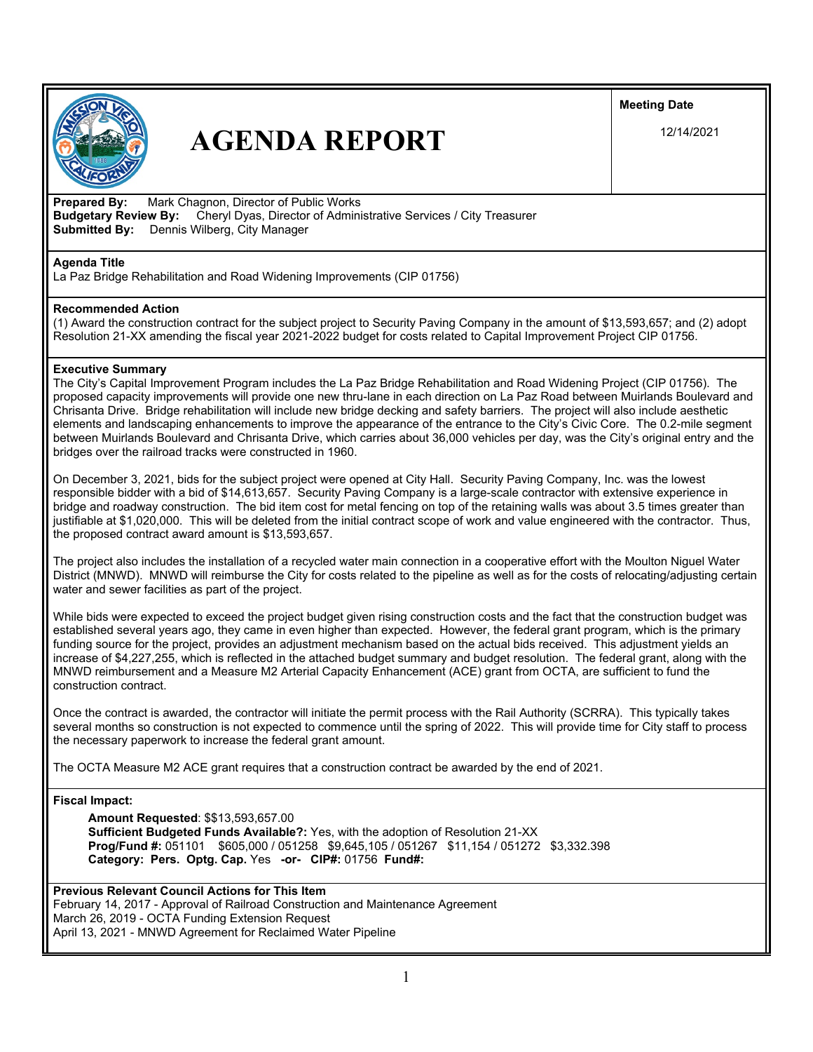# AGENDA REPORT

**Meeting Date**

12/14/2021

**Prepared By:** Mark Chagnon, Director of Public Works
**Budgetary Review By:** Cheryl Dyas, Director of Administrative Services / City Treasurer
**Submitted By:** Dennis Wilberg, City Manager

**Agenda Title**

La Paz Bridge Rehabilitation and Road Widening Improvements (CIP 01756)

**Recommended Action**

(1) Award the construction contract for the subject project to Security Paving Company in the amount of $13,593,657; and (2) adopt Resolution 21-XX amending the fiscal year 2021-2022 budget for costs related to Capital Improvement Project CIP 01756.

**Executive Summary**

The City's Capital Improvement Program includes the La Paz Bridge Rehabilitation and Road Widening Project (CIP 01756). The proposed capacity improvements will provide one new thru-lane in each direction on La Paz Road between Muirlands Boulevard and Chrisanta Drive. Bridge rehabilitation will include new bridge decking and safety barriers. The project will also include aesthetic elements and landscaping enhancements to improve the appearance of the entrance to the City's Civic Core. The 0.2-mile segment between Muirlands Boulevard and Chrisanta Drive, which carries about 36,000 vehicles per day, was the City's original entry and the bridges over the railroad tracks were constructed in 1960.

On December 3, 2021, bids for the subject project were opened at City Hall. Security Paving Company, Inc. was the lowest responsible bidder with a bid of $14,613,657. Security Paving Company is a large-scale contractor with extensive experience in bridge and roadway construction. The bid item cost for metal fencing on top of the retaining walls was about 3.5 times greater than justifiable at $1,020,000. This will be deleted from the initial contract scope of work and value engineered with the contractor. Thus, the proposed contract award amount is $13,593,657.

The project also includes the installation of a recycled water main connection in a cooperative effort with the Moulton Niguel Water District (MNWD). MNWD will reimburse the City for costs related to the pipeline as well as for the costs of relocating/adjusting certain water and sewer facilities as part of the project.

While bids were expected to exceed the project budget given rising construction costs and the fact that the construction budget was established several years ago, they came in even higher than expected. However, the federal grant program, which is the primary funding source for the project, provides an adjustment mechanism based on the actual bids received. This adjustment yields an increase of $4,227,255, which is reflected in the attached budget summary and budget resolution. The federal grant, along with the MNWD reimbursement and a Measure M2 Arterial Capacity Enhancement (ACE) grant from OCTA, are sufficient to fund the construction contract.

Once the contract is awarded, the contractor will initiate the permit process with the Rail Authority (SCRRA). This typically takes several months so construction is not expected to commence until the spring of 2022. This will provide time for City staff to process the necessary paperwork to increase the federal grant amount.

The OCTA Measure M2 ACE grant requires that a construction contract be awarded by the end of 2021.

**Fiscal Impact:**

**Amount Requested**: $$13,593,657.00
**Sufficient Budgeted Funds Available?:** Yes, with the adoption of Resolution 21-XX
**Prog/Fund #:** 051101 $605,000 / 051258 $9,645,105 / 051267 $11,154 / 051272 $3,332.398
**Category: Pers. Optg. Cap.** Yes **-or- CIP#:** 01756 **Fund#:**

**Previous Relevant Council Actions for This Item**

February 14, 2017 - Approval of Railroad Construction and Maintenance Agreement
March 26, 2019 - OCTA Funding Extension Request
April 13, 2021 - MNWD Agreement for Reclaimed Water Pipeline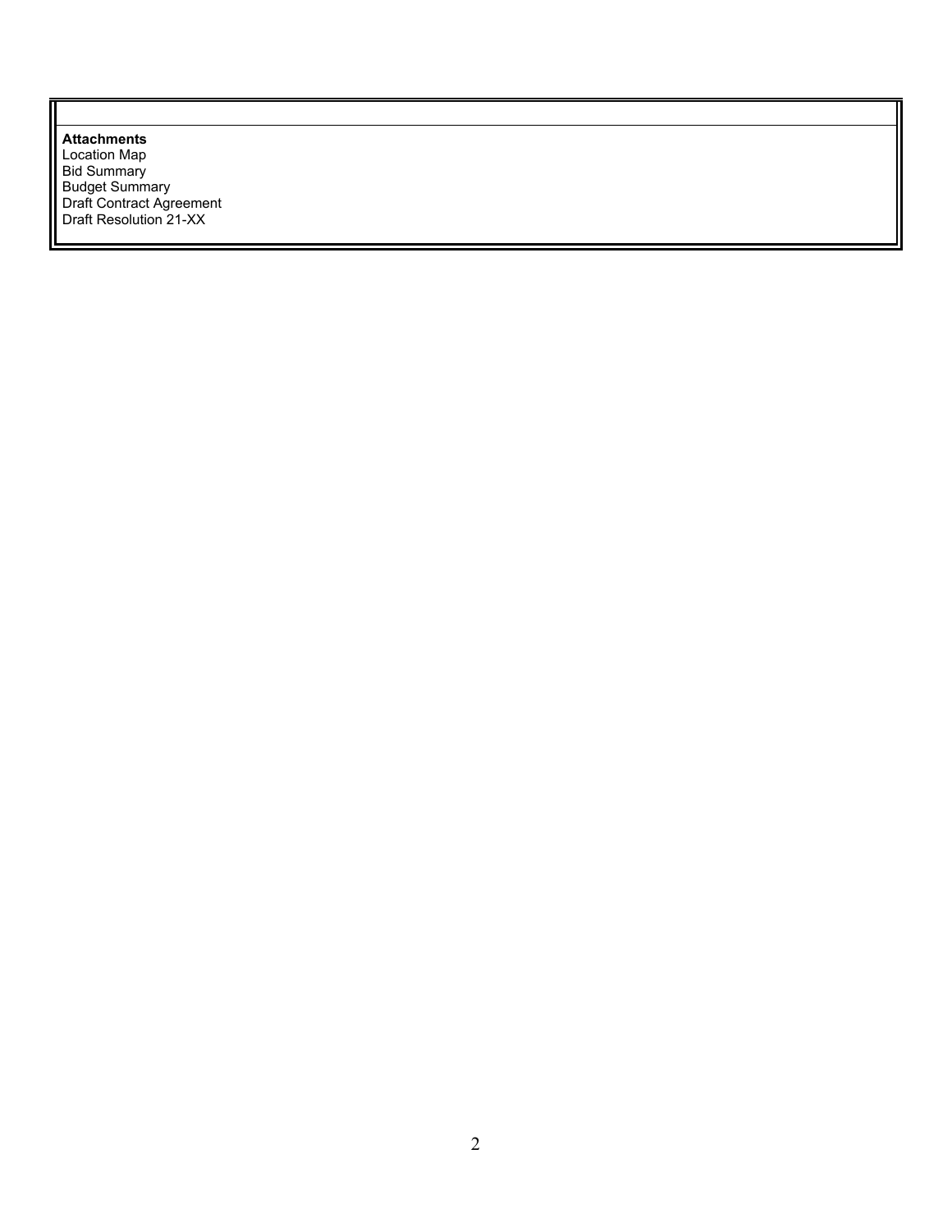**Attachments**

Location Map
Bid Summary
Budget Summary
Draft Contract Agreement
Draft Resolution 21-XX